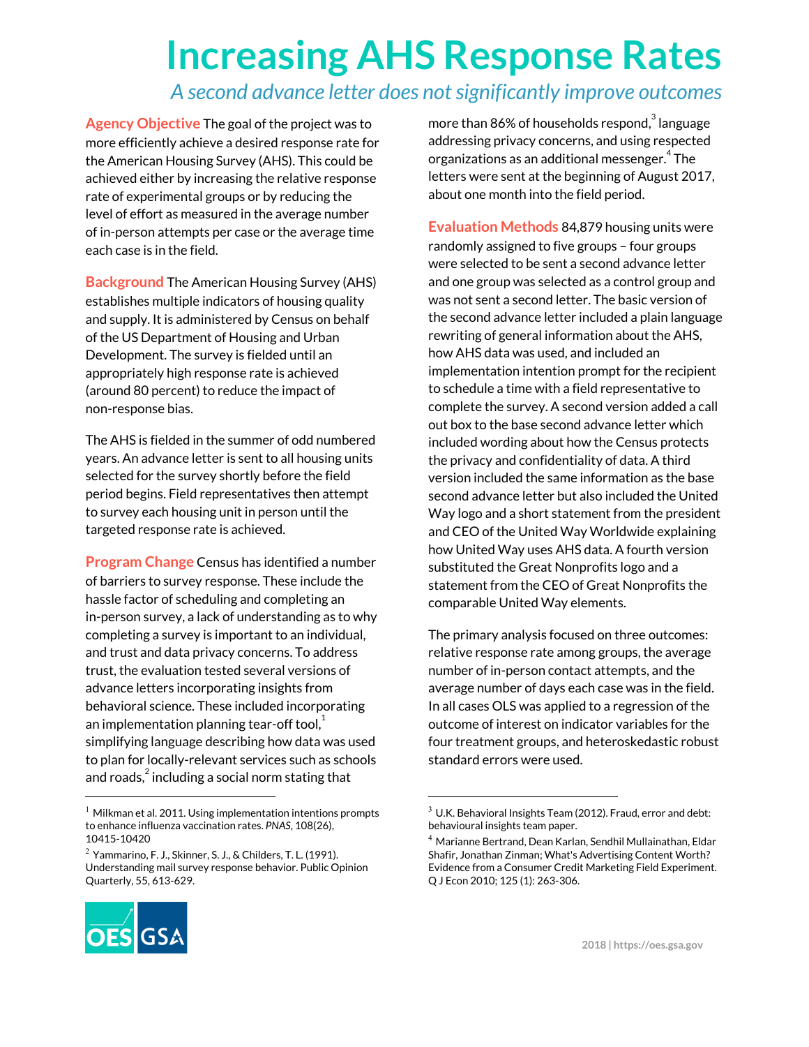# Increasing AHS Response Rates

*A second advance letter does not significantly improve outcomes*

**Agency Objective** The goal of the project was to more efficiently achieve a desired response rate for the American Housing Survey (AHS). This could be achieved either by increasing the relative response rate of experimental groups or by reducing the level of effort as measured in the average number of in-person attempts per case or the average time each case is in the field.

**Background** The American Housing Survey (AHS) establishes multiple indicators of housing quality and supply. It is administered by Census on behalf of the US Department of Housing and Urban Development. The survey is fielded until an appropriately high response rate is achieved (around 80 percent) to reduce the impact of non-response bias.

The AHS is fielded in the summer of odd numbered years. An advance letter is sent to all housing units selected for the survey shortly before the field period begins. Field representatives then attempt to survey each housing unit in person until the targeted response rate is achieved.

**Program Change** Census has identified a number of barriers to survey response. These include the hassle factor of scheduling and completing an in-person survey, a lack of understanding as to why completing a survey is important to an individual, and trust and data privacy concerns. To address trust, the evaluation tested several versions of advance letters incorporating insights from behavioral science. These included incorporating an implementation planning tear-off tool,[1] simplifying language describing how data was used to plan for locally-relevant services such as schools and roads,[2] including a social norm stating that more than 86% of households respond,[3] language addressing privacy concerns, and using respected organizations as an additional messenger.[4] The letters were sent at the beginning of August 2017, about one month into the field period.

**Evaluation Methods** 84,879 housing units were randomly assigned to five groups – four groups were selected to be sent a second advance letter and one group was selected as a control group and was not sent a second letter. The basic version of the second advance letter included a plain language rewriting of general information about the AHS, how AHS data was used, and included an implementation intention prompt for the recipient to schedule a time with a field representative to complete the survey. A second version added a call out box to the base second advance letter which included wording about how the Census protects the privacy and confidentiality of data. A third version included the same information as the base second advance letter but also included the United Way logo and a short statement from the president and CEO of the United Way Worldwide explaining how United Way uses AHS data. A fourth version substituted the Great Nonprofits logo and a statement from the CEO of Great Nonprofits the comparable United Way elements.

The primary analysis focused on three outcomes: relative response rate among groups, the average number of in-person contact attempts, and the average number of days each case was in the field. In all cases OLS was applied to a regression of the outcome of interest on indicator variables for the four treatment groups, and heteroskedastic robust standard errors were used.

---

[1] Milkman et al. 2011. Using implementation intentions prompts to enhance influenza vaccination rates. *PNAS*, 108(26), 10415-10420

[2] Yammarino, F. J., Skinner, S. J., & Childers, T. L. (1991). Understanding mail survey response behavior. Public Opinion Quarterly, 55, 613-629.

[3] U.K. Behavioral Insights Team (2012). Fraud, error and debt: behavioural insights team paper.

[4] Marianne Bertrand, Dean Karlan, Sendhil Mullainathan, Eldar Shafir, Jonathan Zinman; What's Advertising Content Worth? Evidence from a Consumer Credit Marketing Field Experiment. Q J Econ 2010; 125 (1): 263-306.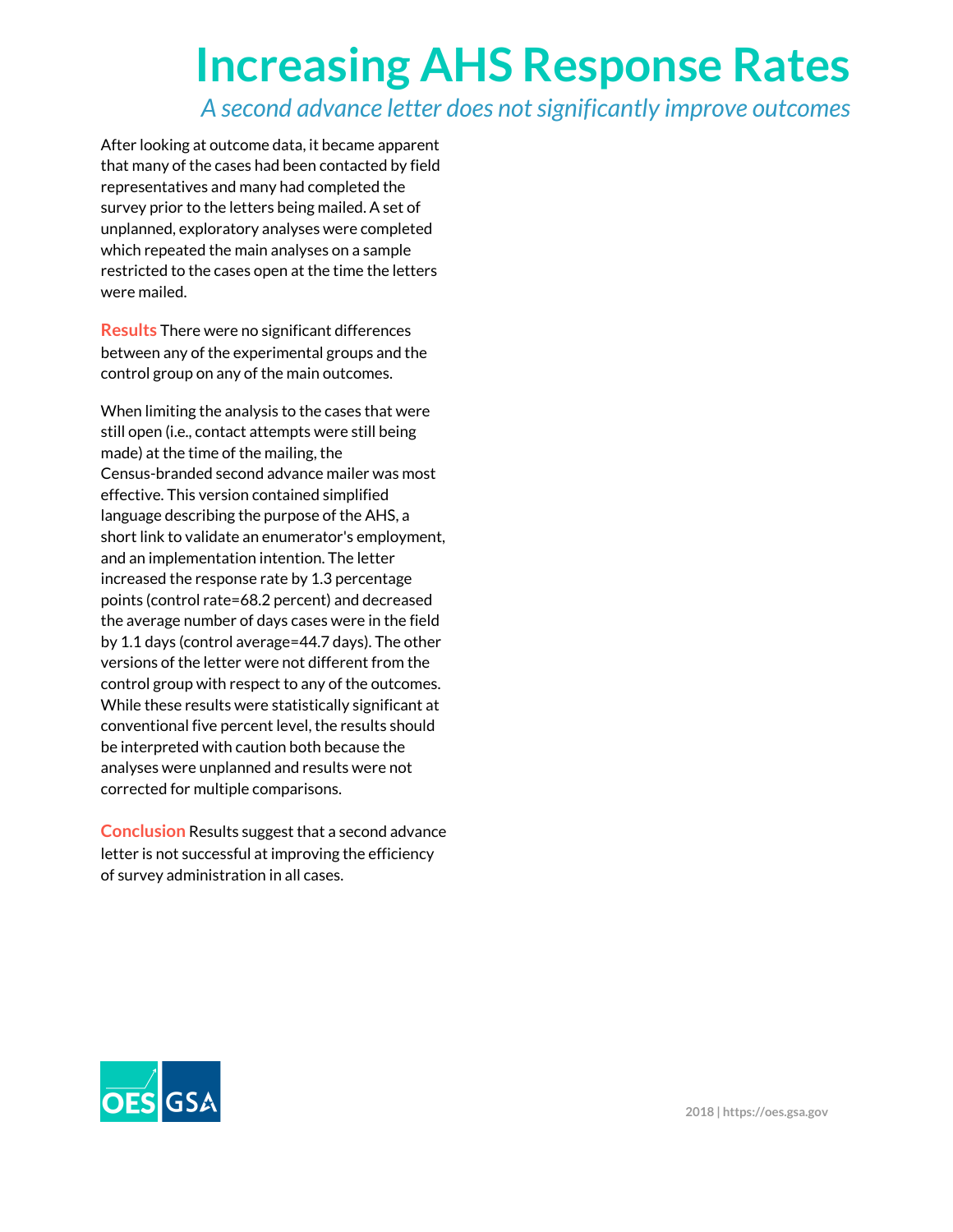# Increasing AHS Response Rates

*A second advance letter does not significantly improve outcomes*

After looking at outcome data, it became apparent that many of the cases had been contacted by field representatives and many had completed the survey prior to the letters being mailed. A set of unplanned, exploratory analyses were completed which repeated the main analyses on a sample restricted to the cases open at the time the letters were mailed.

**Results** There were no significant differences between any of the experimental groups and the control group on any of the main outcomes.

When limiting the analysis to the cases that were still open (i.e., contact attempts were still being made) at the time of the mailing, the Census-branded second advance mailer was most effective. This version contained simplified language describing the purpose of the AHS, a short link to validate an enumerator's employment, and an implementation intention. The letter increased the response rate by 1.3 percentage points (control rate=68.2 percent) and decreased the average number of days cases were in the field by 1.1 days (control average=44.7 days). The other versions of the letter were not different from the control group with respect to any of the outcomes. While these results were statistically significant at conventional five percent level, the results should be interpreted with caution both because the analyses were unplanned and results were not corrected for multiple comparisons.

**Conclusion** Results suggest that a second advance letter is not successful at improving the efficiency of survey administration in all cases.